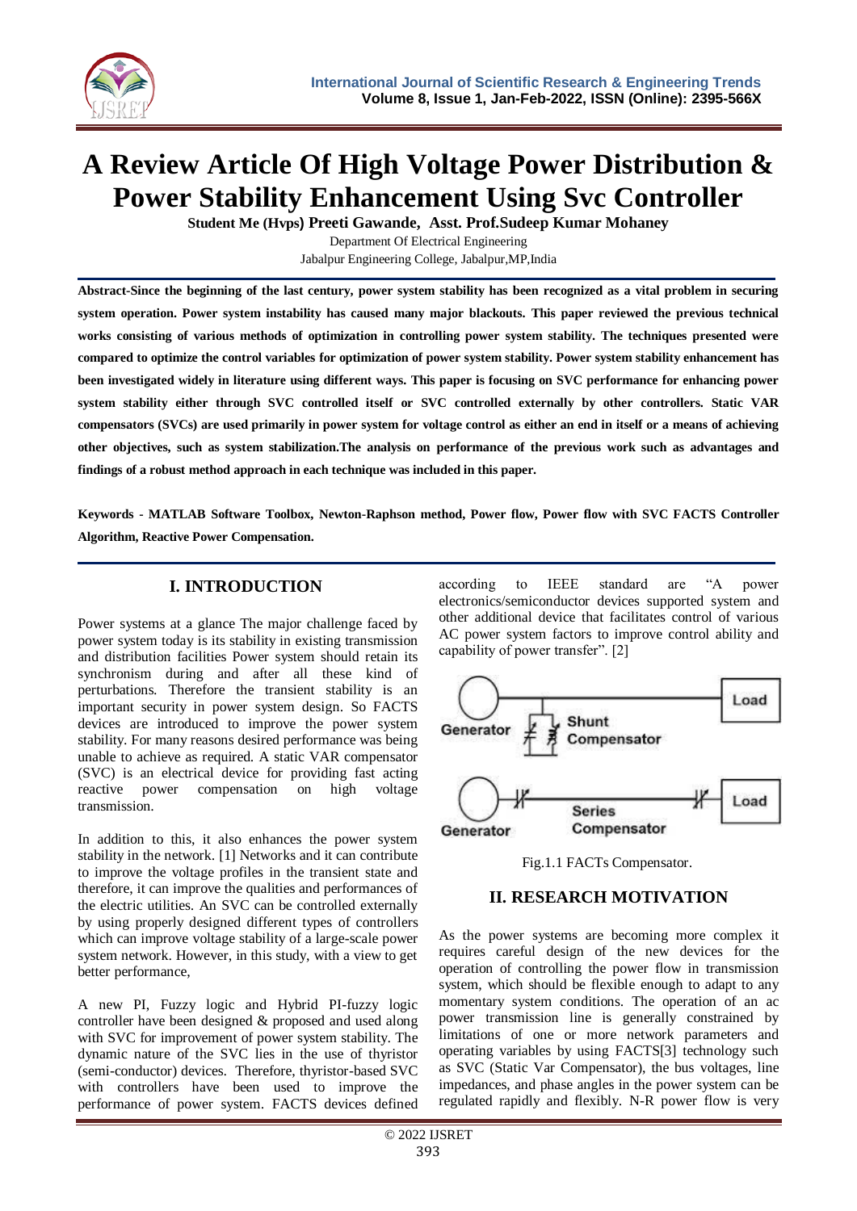# A Review Article Of High Voltage Power Distribution & Power Stability Enhancement Using Svc Controller

**Student Me (Hvps) Preeti Gawande, Asst. Prof.Sudeep Kumar Mohaney**

Department Of Electrical Engineering

Jabalpur Engineering College, Jabalpur,MP,India

**Abstract-Since the beginning of the last century, power system stability has been recognized as a vital problem in securing system operation. Power system instability has caused many major blackouts. This paper reviewed the previous technical works consisting of various methods of optimization in controlling power system stability. The techniques presented were compared to optimize the control variables for optimization of power system stability. Power system stability enhancement has been investigated widely in literature using different ways. This paper is focusing on SVC performance for enhancing power system stability either through SVC controlled itself or SVC controlled externally by other controllers. Static VAR compensators (SVCs) are used primarily in power system for voltage control as either an end in itself or a means of achieving other objectives, such as system stabilization.The analysis on performance of the previous work such as advantages and findings of a robust method approach in each technique was included in this paper.**

**Keywords - MATLAB Software Toolbox, Newton-Raphson method, Power flow, Power flow with SVC FACTS Controller Algorithm, Reactive Power Compensation.**

## I. INTRODUCTION

Power systems at a glance The major challenge faced by power system today is its stability in existing transmission and distribution facilities Power system should retain its synchronism during and after all these kind of perturbations. Therefore the transient stability is an important security in power system design. So FACTS devices are introduced to improve the power system stability. For many reasons desired performance was being unable to achieve as required. A static VAR compensator (SVC) is an electrical device for providing fast acting reactive power compensation on high voltage transmission.

In addition to this, it also enhances the power system stability in the network. [1] Networks and it can contribute to improve the voltage profiles in the transient state and therefore, it can improve the qualities and performances of the electric utilities. An SVC can be controlled externally by using properly designed different types of controllers which can improve voltage stability of a large-scale power system network. However, in this study, with a view to get better performance,

A new PI, Fuzzy logic and Hybrid PI-fuzzy logic controller have been designed & proposed and used along with SVC for improvement of power system stability. The dynamic nature of the SVC lies in the use of thyristor (semi-conductor) devices. Therefore, thyristor-based SVC with controllers have been used to improve the performance of power system. FACTS devices defined according to IEEE standard are "A power electronics/semiconductor devices supported system and other additional device that facilitates control of various AC power system factors to improve control ability and capability of power transfer". [2]

Generator

Shunt Compensator

Load

Generator

Series Compensator

Load

Fig.1.1 FACTs Compensator.

## II. RESEARCH MOTIVATION

As the power systems are becoming more complex it requires careful design of the new devices for the operation of controlling the power flow in transmission system, which should be flexible enough to adapt to any momentary system conditions. The operation of an ac power transmission line is generally constrained by limitations of one or more network parameters and operating variables by using FACTS[3] technology such as SVC (Static Var Compensator), the bus voltages, line impedances, and phase angles in the power system can be regulated rapidly and flexibly. N-R power flow is very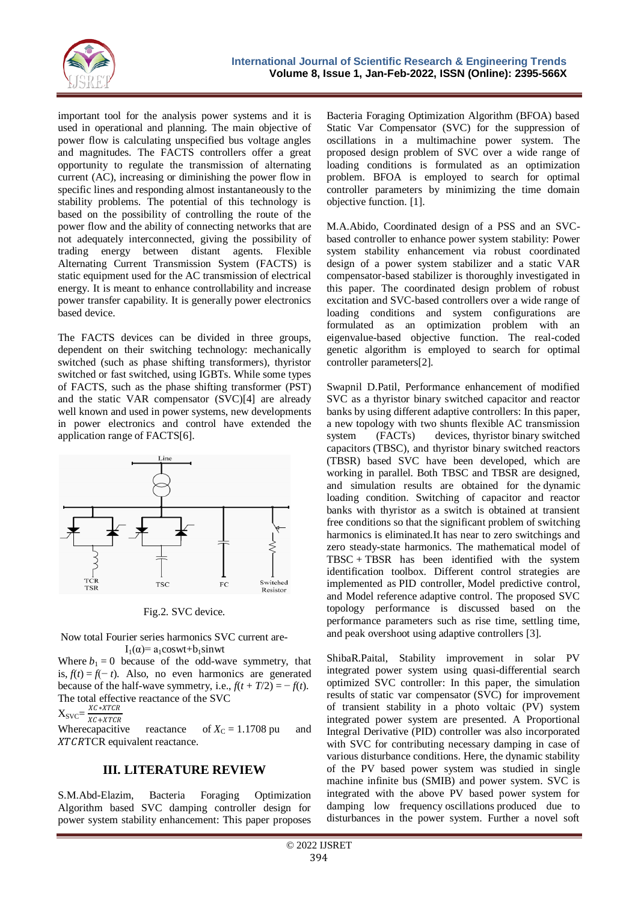important tool for the analysis power systems and it is used in operational and planning. The main objective of power flow is calculating unspecified bus voltage angles and magnitudes. The FACTS controllers offer a great opportunity to regulate the transmission of alternating current (AC), increasing or diminishing the power flow in specific lines and responding almost instantaneously to the stability problems. The potential of this technology is based on the possibility of controlling the route of the power flow and the ability of connecting networks that are not adequately interconnected, giving the possibility of trading energy between distant agents. Flexible Alternating Current Transmission System (FACTS) is static equipment used for the AC transmission of electrical energy. It is meant to enhance controllability and increase power transfer capability. It is generally power electronics based device.

The FACTS devices can be divided in three groups, dependent on their switching technology: mechanically switched (such as phase shifting transformers), thyristor switched or fast switched, using IGBTs. While some types of FACTS, such as the phase shifting transformer (PST) and the static VAR compensator (SVC)[4] are already well known and used in power systems, new developments in power electronics and control have extended the application range of FACTS[6].

Line

TCR
TSR

TSC

FC

Switched
Resistor

Fig.2. SVC device.

Now total Fourier series harmonics SVC current are-

$I_1(\alpha) = a_1 \cos wt + b_1 \sin wt$

Where $b_1 = 0$ because of the odd-wave symmetry, that is, $f(t) = f(-t)$. Also, no even harmonics are generated because of the half-wave symmetry, i.e., $f(t + T/2) = -f(t)$. The total effective reactance of the SVC

$X_{SVC} = \frac{XC * XTCR}{XC + XTCR}$

Wherecapacitive reactance of $X_C = 1.1708$ pu and $XTCR$TCR equivalent reactance.

## III. LITERATURE REVIEW

S.M.Abd-Elazim, Bacteria Foraging Optimization Algorithm based SVC damping controller design for power system stability enhancement: This paper proposes Bacteria Foraging Optimization Algorithm (BFOA) based Static Var Compensator (SVC) for the suppression of oscillations in a multimachine power system. The proposed design problem of SVC over a wide range of loading conditions is formulated as an optimization problem. BFOA is employed to search for optimal controller parameters by minimizing the time domain objective function. [1].

M.A.Abido, Coordinated design of a PSS and an SVC-based controller to enhance power system stability: Power system stability enhancement via robust coordinated design of a power system stabilizer and a static VAR compensator-based stabilizer is thoroughly investigated in this paper. The coordinated design problem of robust excitation and SVC-based controllers over a wide range of loading conditions and system configurations are formulated as an optimization problem with an eigenvalue-based objective function. The real-coded genetic algorithm is employed to search for optimal controller parameters[2].

Swapnil D.Patil, Performance enhancement of modified SVC as a thyristor binary switched capacitor and reactor banks by using different adaptive controllers: In this paper, a new topology with two shunts flexible AC transmission system (FACTs) devices, thyristor binary switched capacitors (TBSC), and thyristor binary switched reactors (TBSR) based SVC have been developed, which are working in parallel. Both TBSC and TBSR are designed, and simulation results are obtained for the dynamic loading condition. Switching of capacitor and reactor banks with thyristor as a switch is obtained at transient free conditions so that the significant problem of switching harmonics is eliminated.It has near to zero switchings and zero steady-state harmonics. The mathematical model of TBSC + TBSR has been identified with the system identification toolbox. Different control strategies are implemented as PID controller, Model predictive control, and Model reference adaptive control. The proposed SVC topology performance is discussed based on the performance parameters such as rise time, settling time, and peak overshoot using adaptive controllers [3].

ShibaR.Paital, Stability improvement in solar PV integrated power system using quasi-differential search optimized SVC controller: In this paper, the simulation results of static var compensator (SVC) for improvement of transient stability in a photo voltaic (PV) system integrated power system are presented. A Proportional Integral Derivative (PID) controller was also incorporated with SVC for contributing necessary damping in case of various disturbance conditions. Here, the dynamic stability of the PV based power system was studied in single machine infinite bus (SMIB) and power system. SVC is integrated with the above PV based power system for damping low frequency oscillations produced due to disturbances in the power system. Further a novel soft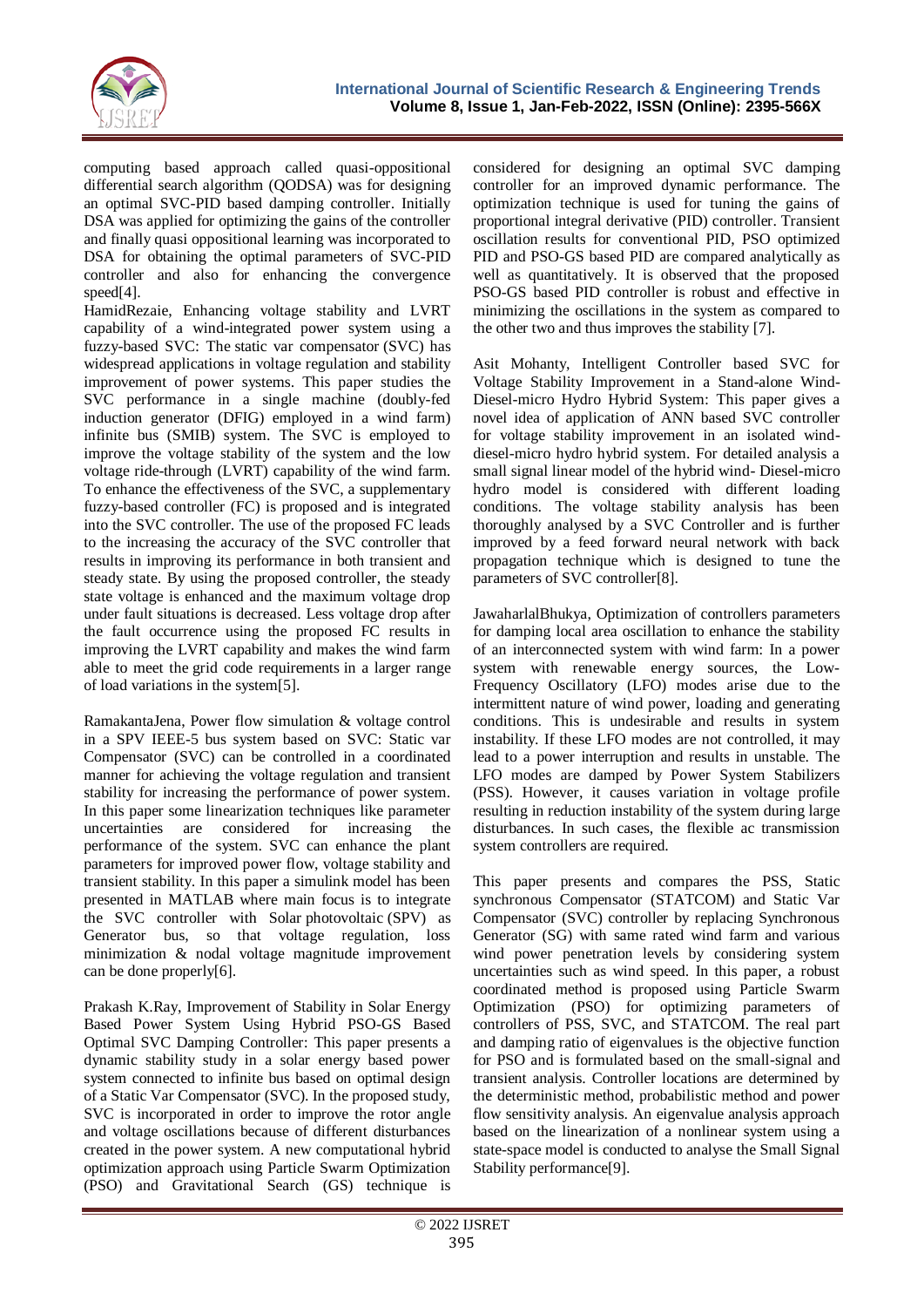computing based approach called quasi-oppositional differential search algorithm (QODSA) was for designing an optimal SVC-PID based damping controller. Initially DSA was applied for optimizing the gains of the controller and finally quasi oppositional learning was incorporated to DSA for obtaining the optimal parameters of SVC-PID controller and also for enhancing the convergence speed[4].

HamidRezaie, Enhancing voltage stability and LVRT capability of a wind-integrated power system using a fuzzy-based SVC: The static var compensator (SVC) has widespread applications in voltage regulation and stability improvement of power systems. This paper studies the SVC performance in a single machine (doubly-fed induction generator (DFIG) employed in a wind farm) infinite bus (SMIB) system. The SVC is employed to improve the voltage stability of the system and the low voltage ride-through (LVRT) capability of the wind farm. To enhance the effectiveness of the SVC, a supplementary fuzzy-based controller (FC) is proposed and is integrated into the SVC controller. The use of the proposed FC leads to the increasing the accuracy of the SVC controller that results in improving its performance in both transient and steady state. By using the proposed controller, the steady state voltage is enhanced and the maximum voltage drop under fault situations is decreased. Less voltage drop after the fault occurrence using the proposed FC results in improving the LVRT capability and makes the wind farm able to meet the grid code requirements in a larger range of load variations in the system[5].

RamakantaJena, Power flow simulation & voltage control in a SPV IEEE-5 bus system based on SVC: Static var Compensator (SVC) can be controlled in a coordinated manner for achieving the voltage regulation and transient stability for increasing the performance of power system. In this paper some linearization techniques like parameter uncertainties are considered for increasing the performance of the system. SVC can enhance the plant parameters for improved power flow, voltage stability and transient stability. In this paper a simulink model has been presented in MATLAB where main focus is to integrate the SVC controller with Solar photovoltaic (SPV) as Generator bus, so that voltage regulation, loss minimization & nodal voltage magnitude improvement can be done properly[6].

Prakash K.Ray, Improvement of Stability in Solar Energy Based Power System Using Hybrid PSO-GS Based Optimal SVC Damping Controller: This paper presents a dynamic stability study in a solar energy based power system connected to infinite bus based on optimal design of a Static Var Compensator (SVC). In the proposed study, SVC is incorporated in order to improve the rotor angle and voltage oscillations because of different disturbances created in the power system. A new computational hybrid optimization approach using Particle Swarm Optimization (PSO) and Gravitational Search (GS) technique is considered for designing an optimal SVC damping controller for an improved dynamic performance. The optimization technique is used for tuning the gains of proportional integral derivative (PID) controller. Transient oscillation results for conventional PID, PSO optimized PID and PSO-GS based PID are compared analytically as well as quantitatively. It is observed that the proposed PSO-GS based PID controller is robust and effective in minimizing the oscillations in the system as compared to the other two and thus improves the stability [7].

Asit Mohanty, Intelligent Controller based SVC for Voltage Stability Improvement in a Stand-alone Wind-Diesel-micro Hydro Hybrid System: This paper gives a novel idea of application of ANN based SVC controller for voltage stability improvement in an isolated wind-diesel-micro hydro hybrid system. For detailed analysis a small signal linear model of the hybrid wind- Diesel-micro hydro model is considered with different loading conditions. The voltage stability analysis has been thoroughly analysed by a SVC Controller and is further improved by a feed forward neural network with back propagation technique which is designed to tune the parameters of SVC controller[8].

JawaharlalBhukya, Optimization of controllers parameters for damping local area oscillation to enhance the stability of an interconnected system with wind farm: In a power system with renewable energy sources, the Low-Frequency Oscillatory (LFO) modes arise due to the intermittent nature of wind power, loading and generating conditions. This is undesirable and results in system instability. If these LFO modes are not controlled, it may lead to a power interruption and results in unstable. The LFO modes are damped by Power System Stabilizers (PSS). However, it causes variation in voltage profile resulting in reduction instability of the system during large disturbances. In such cases, the flexible ac transmission system controllers are required.

This paper presents and compares the PSS, Static synchronous Compensator (STATCOM) and Static Var Compensator (SVC) controller by replacing Synchronous Generator (SG) with same rated wind farm and various wind power penetration levels by considering system uncertainties such as wind speed. In this paper, a robust coordinated method is proposed using Particle Swarm Optimization (PSO) for optimizing parameters of controllers of PSS, SVC, and STATCOM. The real part and damping ratio of eigenvalues is the objective function for PSO and is formulated based on the small-signal and transient analysis. Controller locations are determined by the deterministic method, probabilistic method and power flow sensitivity analysis. An eigenvalue analysis approach based on the linearization of a nonlinear system using a state-space model is conducted to analyse the Small Signal Stability performance[9].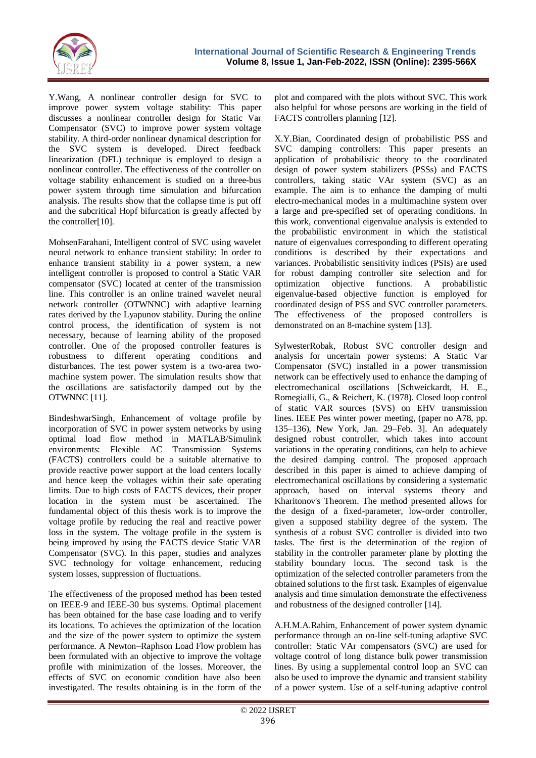Y.Wang, A nonlinear controller design for SVC to improve power system voltage stability: This paper discusses a nonlinear controller design for Static Var Compensator (SVC) to improve power system voltage stability. A third-order nonlinear dynamical description for the SVC system is developed. Direct feedback linearization (DFL) technique is employed to design a nonlinear controller. The effectiveness of the controller on voltage stability enhancement is studied on a three-bus power system through time simulation and bifurcation analysis. The results show that the collapse time is put off and the subcritical Hopf bifurcation is greatly affected by the controller[10].

MohsenFarahani, Intelligent control of SVC using wavelet neural network to enhance transient stability: In order to enhance transient stability in a power system, a new intelligent controller is proposed to control a Static VAR compensator (SVC) located at center of the transmission line. This controller is an online trained wavelet neural network controller (OTWNNC) with adaptive learning rates derived by the Lyapunov stability. During the online control process, the identification of system is not necessary, because of learning ability of the proposed controller. One of the proposed controller features is robustness to different operating conditions and disturbances. The test power system is a two-area two-machine system power. The simulation results show that the oscillations are satisfactorily damped out by the OTWNNC [11].

BindeshwarSingh, Enhancement of voltage profile by incorporation of SVC in power system networks by using optimal load flow method in MATLAB/Simulink environments: Flexible AC Transmission Systems (FACTS) controllers could be a suitable alternative to provide reactive power support at the load centers locally and hence keep the voltages within their safe operating limits. Due to high costs of FACTS devices, their proper location in the system must be ascertained. The fundamental object of this thesis work is to improve the voltage profile by reducing the real and reactive power loss in the system. The voltage profile in the system is being improved by using the FACTS device Static VAR Compensator (SVC). In this paper, studies and analyzes SVC technology for voltage enhancement, reducing system losses, suppression of fluctuations.

The effectiveness of the proposed method has been tested on IEEE-9 and IEEE-30 bus systems. Optimal placement has been obtained for the base case loading and to verify its locations. To achieves the optimization of the location and the size of the power system to optimize the system performance. A Newton–Raphson Load Flow problem has been formulated with an objective to improve the voltage profile with minimization of the losses. Moreover, the effects of SVC on economic condition have also been investigated. The results obtaining is in the form of the plot and compared with the plots without SVC. This work also helpful for whose persons are working in the field of FACTS controllers planning [12].

X.Y.Bian, Coordinated design of probabilistic PSS and SVC damping controllers: This paper presents an application of probabilistic theory to the coordinated design of power system stabilizers (PSSs) and FACTS controllers, taking static VAr system (SVC) as an example. The aim is to enhance the damping of multi electro-mechanical modes in a multimachine system over a large and pre-specified set of operating conditions. In this work, conventional eigenvalue analysis is extended to the probabilistic environment in which the statistical nature of eigenvalues corresponding to different operating conditions is described by their expectations and variances. Probabilistic sensitivity indices (PSIs) are used for robust damping controller site selection and for optimization objective functions. A probabilistic eigenvalue-based objective function is employed for coordinated design of PSS and SVC controller parameters. The effectiveness of the proposed controllers is demonstrated on an 8-machine system [13].

SylwesterRobak, Robust SVC controller design and analysis for uncertain power systems: A Static Var Compensator (SVC) installed in a power transmission network can be effectively used to enhance the damping of electromechanical oscillations [Schweickardt, H. E., Romegialli, G., & Reichert, K. (1978). Closed loop control of static VAR sources (SVS) on EHV transmission lines. IEEE Pes winter power meeting, (paper no A78, pp. 135–136), New York, Jan. 29–Feb. 3]. An adequately designed robust controller, which takes into account variations in the operating conditions, can help to achieve the desired damping control. The proposed approach described in this paper is aimed to achieve damping of electromechanical oscillations by considering a systematic approach, based on interval systems theory and Kharitonov's Theorem. The method presented allows for the design of a fixed-parameter, low-order controller, given a supposed stability degree of the system. The synthesis of a robust SVC controller is divided into two tasks. The first is the determination of the region of stability in the controller parameter plane by plotting the stability boundary locus. The second task is the optimization of the selected controller parameters from the obtained solutions to the first task. Examples of eigenvalue analysis and time simulation demonstrate the effectiveness and robustness of the designed controller [14].

A.H.M.A.Rahim, Enhancement of power system dynamic performance through an on-line self-tuning adaptive SVC controller: Static VAr compensators (SVC) are used for voltage control of long distance bulk power transmission lines. By using a supplemental control loop an SVC can also be used to improve the dynamic and transient stability of a power system. Use of a self-tuning adaptive control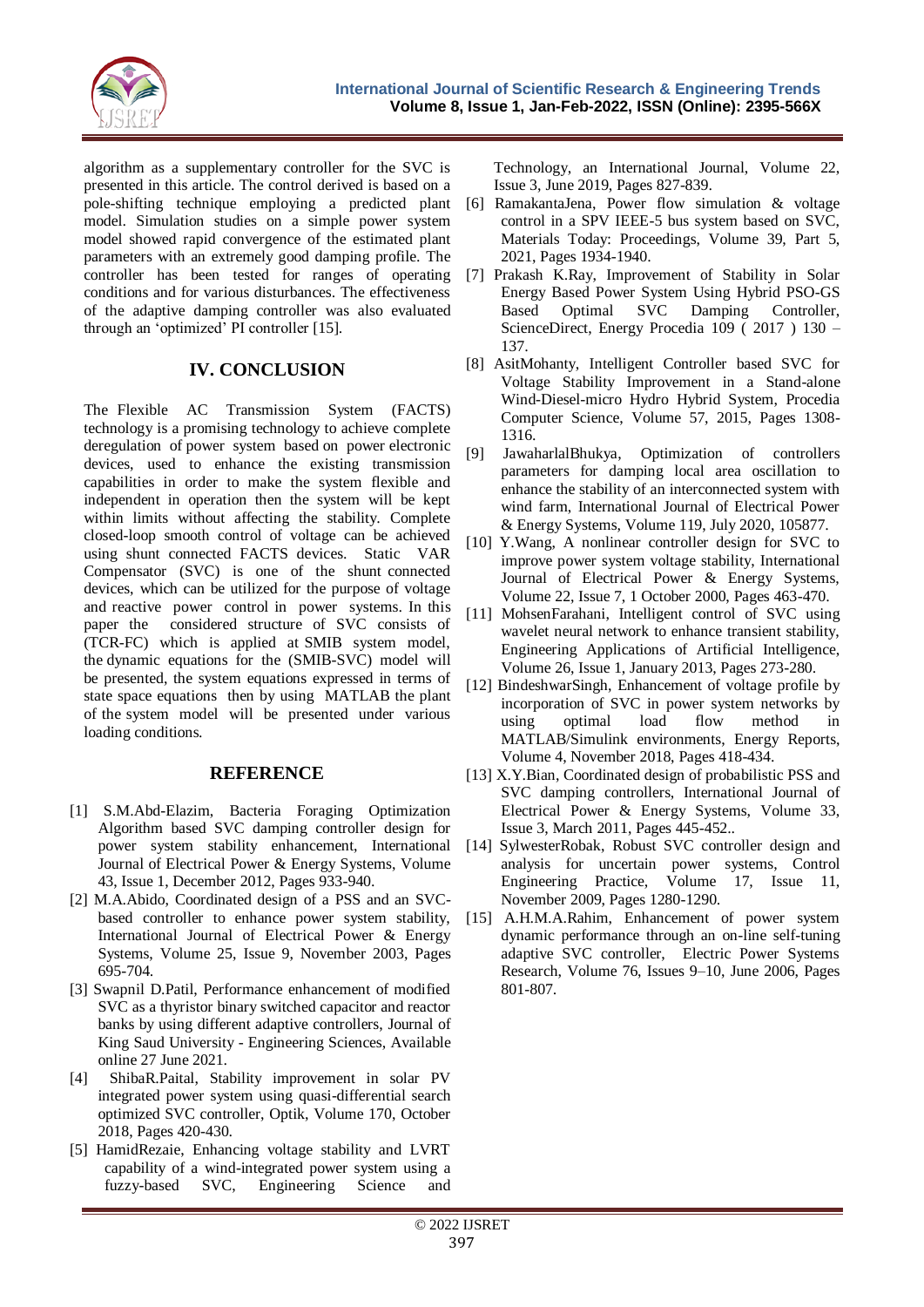algorithm as a supplementary controller for the SVC is presented in this article. The control derived is based on a pole-shifting technique employing a predicted plant model. Simulation studies on a simple power system model showed rapid convergence of the estimated plant parameters with an extremely good damping profile. The controller has been tested for ranges of operating conditions and for various disturbances. The effectiveness of the adaptive damping controller was also evaluated through an 'optimized' PI controller [15].

## IV. CONCLUSION

The Flexible AC Transmission System (FACTS) technology is a promising technology to achieve complete deregulation of power system based on power electronic devices, used to enhance the existing transmission capabilities in order to make the system flexible and independent in operation then the system will be kept within limits without affecting the stability. Complete closed-loop smooth control of voltage can be achieved using shunt connected FACTS devices. Static VAR Compensator (SVC) is one of the shunt connected devices, which can be utilized for the purpose of voltage and reactive power control in power systems. In this paper the considered structure of SVC consists of (TCR-FC) which is applied at SMIB system model, the dynamic equations for the (SMIB-SVC) model will be presented, the system equations expressed in terms of state space equations then by using MATLAB the plant of the system model will be presented under various loading conditions.

## REFERENCE

[1] S.M.Abd-Elazim, Bacteria Foraging Optimization Algorithm based SVC damping controller design for power system stability enhancement, International Journal of Electrical Power & Energy Systems, Volume 43, Issue 1, December 2012, Pages 933-940.

[2] M.A.Abido, Coordinated design of a PSS and an SVC-based controller to enhance power system stability, International Journal of Electrical Power & Energy Systems, Volume 25, Issue 9, November 2003, Pages 695-704.

[3] Swapnil D.Patil, Performance enhancement of modified SVC as a thyristor binary switched capacitor and reactor banks by using different adaptive controllers, Journal of King Saud University - Engineering Sciences, Available online 27 June 2021.

[4] ShibaR.Paital, Stability improvement in solar PV integrated power system using quasi-differential search optimized SVC controller, Optik, Volume 170, October 2018, Pages 420-430.

[5] HamidRezaie, Enhancing voltage stability and LVRT capability of a wind-integrated power system using a fuzzy-based SVC, Engineering Science and Technology, an International Journal, Volume 22, Issue 3, June 2019, Pages 827-839.

[6] RamakantaJena, Power flow simulation & voltage control in a SPV IEEE-5 bus system based on SVC, Materials Today: Proceedings, Volume 39, Part 5, 2021, Pages 1934-1940.

[7] Prakash K.Ray, Improvement of Stability in Solar Energy Based Power System Using Hybrid PSO-GS Based Optimal SVC Damping Controller, ScienceDirect, Energy Procedia 109 ( 2017 ) 130 – 137.

[8] AsitMohanty, Intelligent Controller based SVC for Voltage Stability Improvement in a Stand-alone Wind-Diesel-micro Hydro Hybrid System, Procedia Computer Science, Volume 57, 2015, Pages 1308-1316.

[9] JawaharlalBhukya, Optimization of controllers parameters for damping local area oscillation to enhance the stability of an interconnected system with wind farm, International Journal of Electrical Power & Energy Systems, Volume 119, July 2020, 105877.

[10] Y.Wang, A nonlinear controller design for SVC to improve power system voltage stability, International Journal of Electrical Power & Energy Systems, Volume 22, Issue 7, 1 October 2000, Pages 463-470.

[11] MohsenFarahani, Intelligent control of SVC using wavelet neural network to enhance transient stability, Engineering Applications of Artificial Intelligence, Volume 26, Issue 1, January 2013, Pages 273-280.

[12] BindeshwarSingh, Enhancement of voltage profile by incorporation of SVC in power system networks by using optimal load flow method in MATLAB/Simulink environments, Energy Reports, Volume 4, November 2018, Pages 418-434.

[13] X.Y.Bian, Coordinated design of probabilistic PSS and SVC damping controllers, International Journal of Electrical Power & Energy Systems, Volume 33, Issue 3, March 2011, Pages 445-452..

[14] SylwesterRobak, Robust SVC controller design and analysis for uncertain power systems, Control Engineering Practice, Volume 17, Issue 11, November 2009, Pages 1280-1290.

[15] A.H.M.A.Rahim, Enhancement of power system dynamic performance through an on-line self-tuning adaptive SVC controller, Electric Power Systems Research, Volume 76, Issues 9–10, June 2006, Pages 801-807.